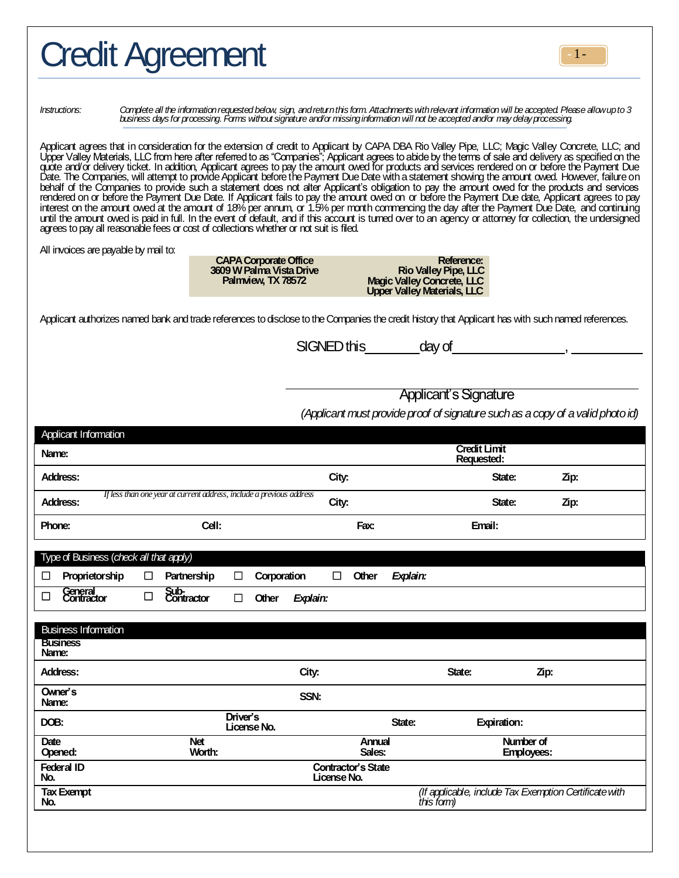# Credit Agreement

*Instructions:* *Complete all the information requested below, sign, and return this form. Attachments with relevant information will be accepted. Please allow up to 3 business days for processing. Forms without signature and/or missing information will not be accepted and/or may delay processing.*

Applicant agrees that in consideration for the extension of credit to Applicant by CAPA DBA Rio Valley Pipe, LLC; Magic Valley Concrete, LLC; and Upper Valley Materials, LLC from here after referred to as "Companies"; Applicant agrees to abide by the terms of sale and delivery as specified on the quote and/or delivery ticket. In addition, Applicant agrees to pay the amount owed for products and services rendered on or before the Payment Due Date. The Companies, will attempt to provide Applicant before the Payment Due Date with a statement showing the amount owed. However, failure on behalf of the Companies to provide such a statement does not alter Applicant's obligation to pay the amount owed for the products and services rendered on or before the Payment Due Date. If Applicant fails to pay the amount owed on or before the Payment Due date, Applicant agrees to pay interest on the amount owed at the amount of 18% per annum, or 1.5% per month commencing the day after the Payment Due Date, and continuing until the amount owed is paid in full. In the event of default, and if this account is turned over to an agency or attorney for collection, the undersigned agrees to pay all reasonable fees or cost of collections whether or not suit is filed.

All invoices are payable by mail to:

| **CAPA Corporate Office**<br>**3609 W Palma Vista Drive**<br>**Palmview, TX 78572** | **Reference:**<br>**Rio Valley Pipe, LLC**<br>**Magic Valley Concrete, LLC**<br>**Upper Valley Materials, LLC** |
|---|---|

Applicant authorizes named bank and trade references to disclose to the Companies the credit history that Applicant has with such named references.

SIGNED this ________ day of ________________, __________

______________________________
Applicant's Signature

*(Applicant must provide proof of signature such as a copy of a valid photo id)*

| Applicant Information | | | | |
|---|---|---|---|---|
| **Name:** | | | **Credit Limit Requested:** | |
| **Address:** | | **City:** | **State:** | **Zip:** |
| **Address:** *If less than one year at current address, include a previous address* | | **City:** | **State:** | **Zip:** |
| **Phone:** | **Cell:** | **Fax:** | **Email:** | |

| Type of Business (*check all that apply*) | | | | |
|---|---|---|---|---|
| ☐ **Proprietorship** | ☐ **Partnership** | ☐ **Corporation** | ☐ **Other** | ***Explain:*** |
| ☐ **General Contractor** | ☐ **Sub-Contractor** | ☐ **Other** ***Explain:*** | | |

| Business Information | | | | |
|---|---|---|---|---|
| **Business Name:** | | | | |
| **Address:** | | **City:** | **State:** | **Zip:** |
| **Owner's Name:** | | **SSN:** | | |
| **DOB:** | **Driver's License No.** | **State:** | **Expiration:** | |
| **Date Opened:** | **Net Worth:** | **Annual Sales:** | **Number of Employees:** | |
| **Federal ID No.** | | **Contractor's State License No.** | | |
| **Tax Exempt No.** | | | *(If applicable, include Tax Exemption Certificate with this form)* | |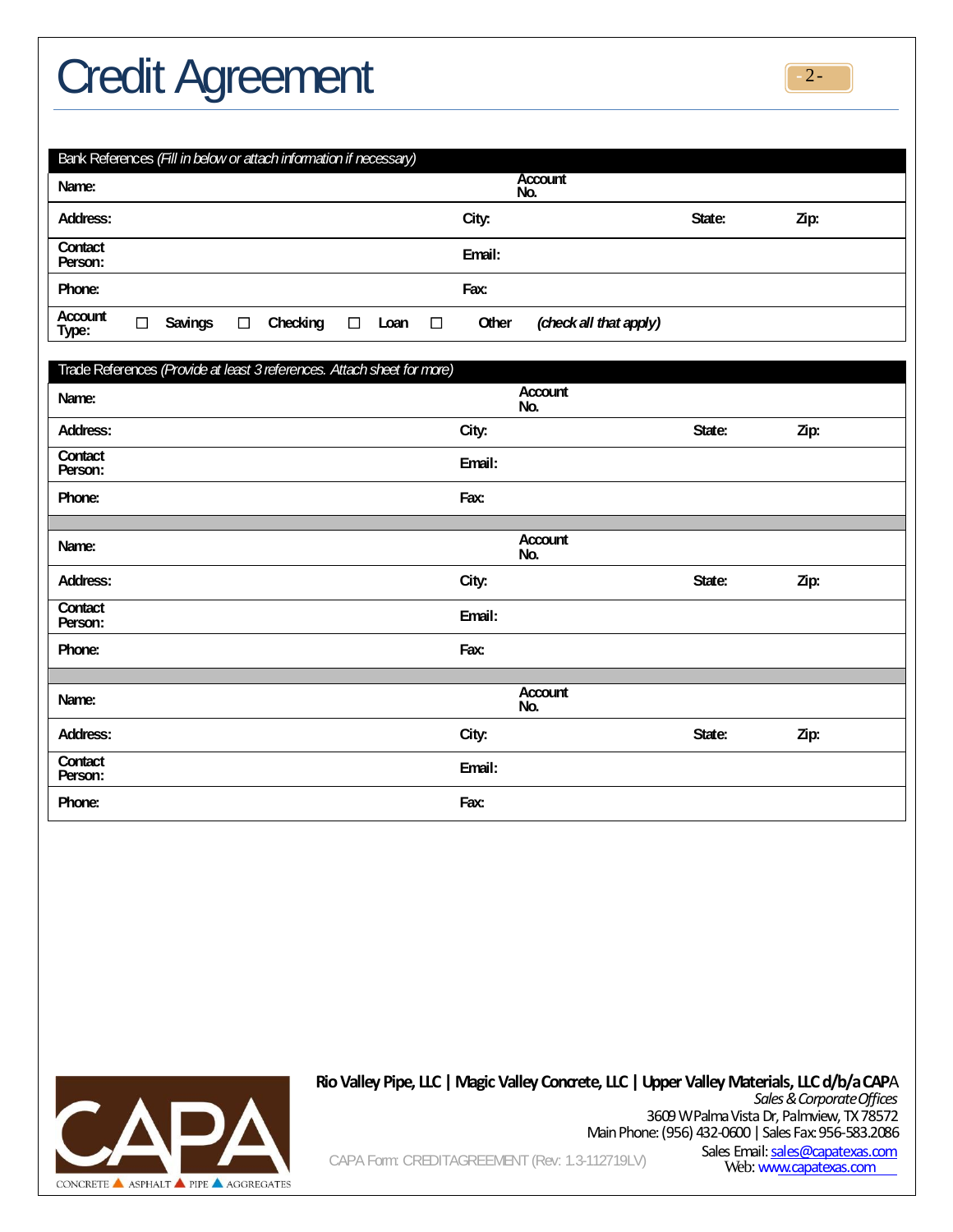# Credit Agreement

| Bank References *(Fill in below or attach information if necessary)* | | | |
|---|---|---|---|
| Name: | Account No. | | |
| Address: | City: | State: | Zip: |
| Contact Person: | Email: | | |
| Phone: | Fax: | | |
| Account Type: ☐ Savings ☐ Checking ☐ Loan ☐ Other *(check all that apply)* | | | |

| Trade References *(Provide at least 3 references. Attach sheet for more)* | | | |
|---|---|---|---|
| Name: | Account No. | | |
| Address: | City: | State: | Zip: |
| Contact Person: | Email: | | |
| Phone: | Fax: | | |
| | | | |
| Name: | Account No. | | |
| Address: | City: | State: | Zip: |
| Contact Person: | Email: | | |
| Phone: | Fax: | | |
| | | | |
| Name: | Account No. | | |
| Address: | City: | State: | Zip: |
| Contact Person: | Email: | | |
| Phone: | Fax: | | |

CAPA
CONCRETE ▲ ASPHALT ▲ PIPE ▲ AGGREGATES

**Rio Valley Pipe, LLC | Magic Valley Concrete, LLC | Upper Valley Materials, LLC d/b/a CAPA**
*Sales & Corporate Offices*
3609 W Palma Vista Dr, Palmview, TX 78572
Main Phone: (956) 432-0600 | Sales Fax: 956-583.2086
Sales Email: sales@capatexas.com
Web: www.capatexas.com

CAPA Form: CREDITAGREEMENT (Rev: 1.3-112719LV)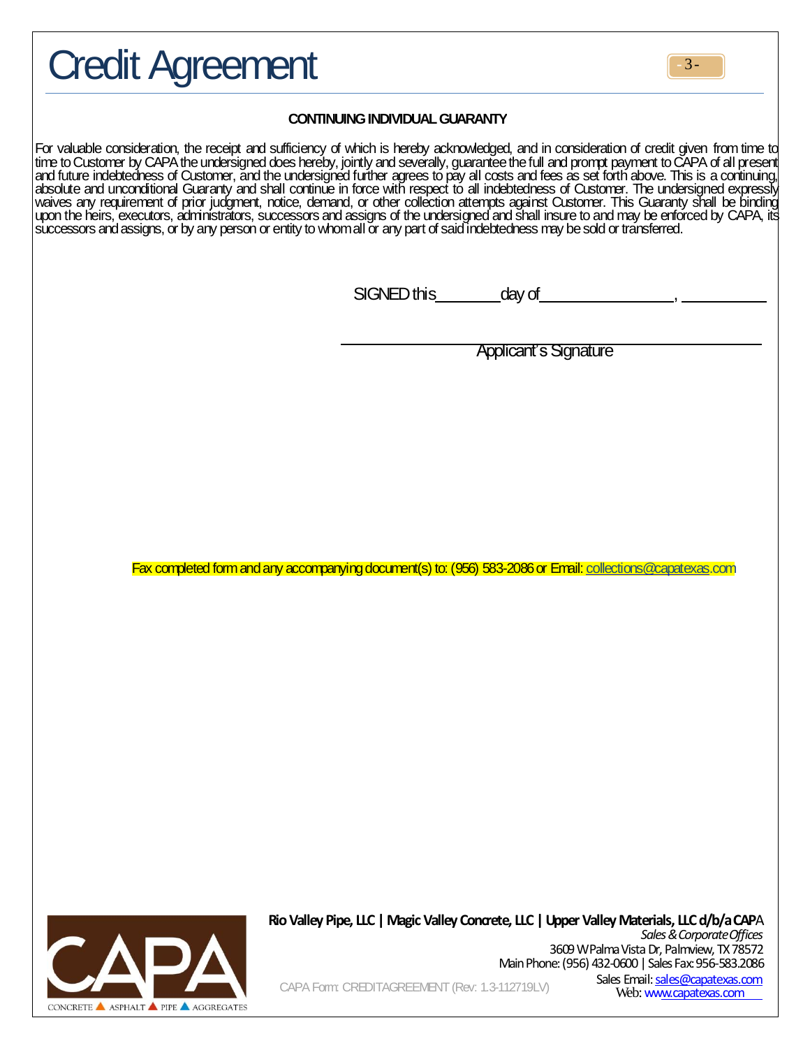# Credit Agreement

**CONTINUING INDIVIDUAL GUARANTY**

For valuable consideration, the receipt and sufficiency of which is hereby acknowledged, and in consideration of credit given from time to time to Customer by CAPA the undersigned does hereby, jointly and severally, guarantee the full and prompt payment to CAPA of all present and future indebtedness of Customer, and the undersigned further agrees to pay all costs and fees as set forth above. This is a continuing, absolute and unconditional Guaranty and shall continue in force with respect to all indebtedness of Customer. The undersigned expressly waives any requirement of prior judgment, notice, demand, or other collection attempts against Customer. This Guaranty shall be binding upon the heirs, executors, administrators, successors and assigns of the undersigned and shall insure to and may be enforced by CAPA, its successors and assigns, or by any person or entity to whom all or any part of said indebtedness may be sold or transferred.

SIGNED this________day of________________, __________

_______________________________________________

Applicant's Signature

Fax completed form and any accompanying document(s) to: (956) 583-2086 or Email: collections@capatexas.com

CAPA
CONCRETE ASPHALT PIPE AGGREGATES

**Rio Valley Pipe, LLC | Magic Valley Concrete, LLC | Upper Valley Materials, LLC d/b/a CAPA**

*Sales & Corporate Offices*

3609 W Palma Vista Dr, Palmview, TX 78572

Main Phone: (956) 432-0600 | Sales Fax: 956-583.2086

Sales Email: sales@capatexas.com

Web: www.capatexas.com

CAPA Form: CREDITAGREEMENT (Rev: 1.3-112719LV)